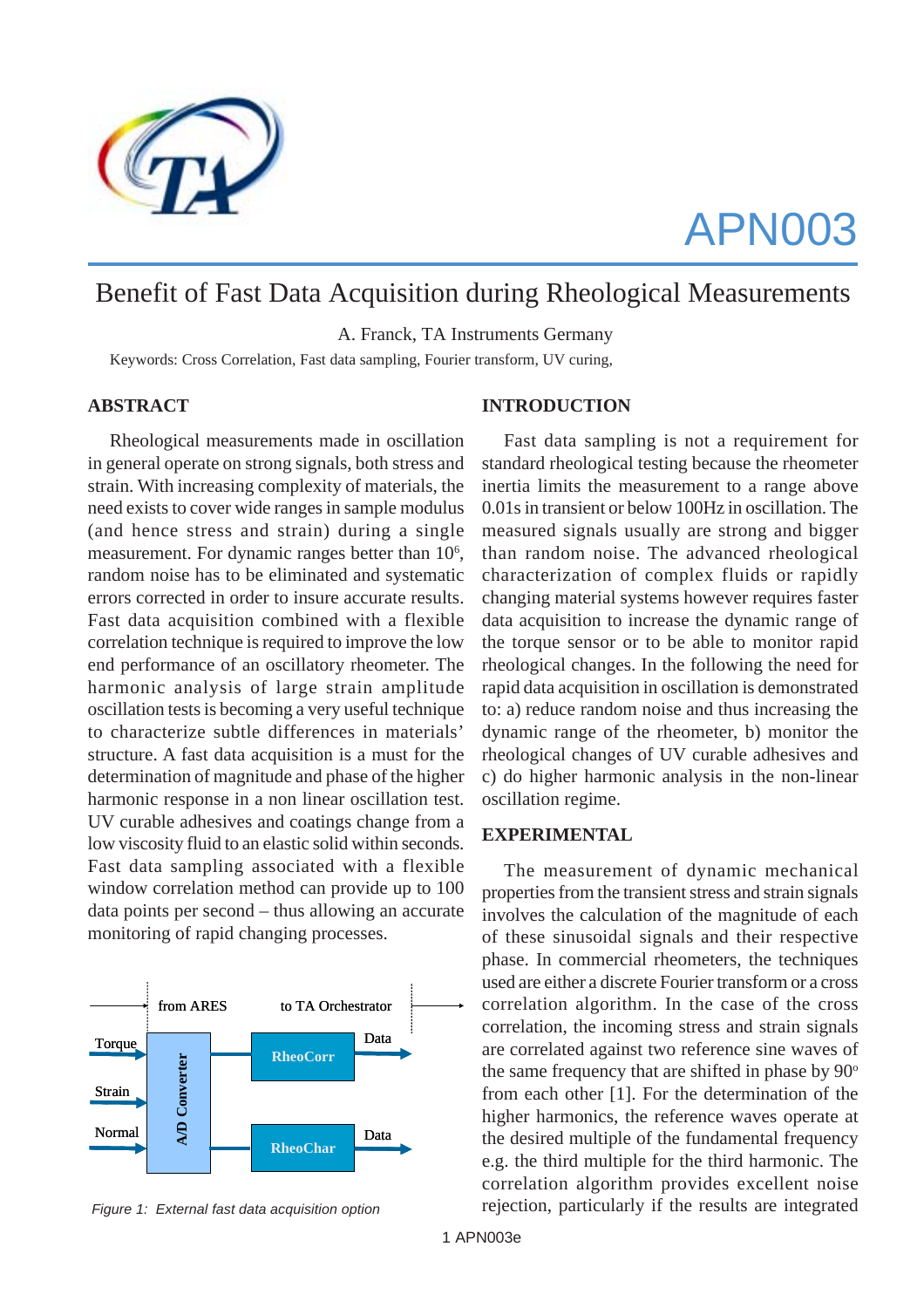APN003

# Benefit of Fast Data Acquisition during Rheological Measurements

A. Franck, TA Instruments Germany

Keywords: Cross Correlation, Fast data sampling, Fourier transform, UV curing,

## ABSTRACT

Rheological measurements made in oscillation in general operate on strong signals, both stress and strain. With increasing complexity of materials, the need exists to cover wide ranges in sample modulus (and hence stress and strain) during a single measurement. For dynamic ranges better than $10^6$, random noise has to be eliminated and systematic errors corrected in order to insure accurate results. Fast data acquisition combined with a flexible correlation technique is required to improve the low end performance of an oscillatory rheometer. The harmonic analysis of large strain amplitude oscillation tests is becoming a very useful technique to characterize subtle differences in materials' structure. A fast data acquisition is a must for the determination of magnitude and phase of the higher harmonic response in a non linear oscillation test. UV curable adhesives and coatings change from a low viscosity fluid to an elastic solid within seconds. Fast data sampling associated with a flexible window correlation method can provide up to 100 data points per second – thus allowing an accurate monitoring of rapid changing processes.

*Figure 1: External fast data acquisition option*

## INTRODUCTION

Fast data sampling is not a requirement for standard rheological testing because the rheometer inertia limits the measurement to a range above 0.01s in transient or below 100Hz in oscillation. The measured signals usually are strong and bigger than random noise. The advanced rheological characterization of complex fluids or rapidly changing material systems however requires faster data acquisition to increase the dynamic range of the torque sensor or to be able to monitor rapid rheological changes. In the following the need for rapid data acquisition in oscillation is demonstrated to: a) reduce random noise and thus increasing the dynamic range of the rheometer, b) monitor the rheological changes of UV curable adhesives and c) do higher harmonic analysis in the non-linear oscillation regime.

## EXPERIMENTAL

The measurement of dynamic mechanical properties from the transient stress and strain signals involves the calculation of the magnitude of each of these sinusoidal signals and their respective phase. In commercial rheometers, the techniques used are either a discrete Fourier transform or a cross correlation algorithm. In the case of the cross correlation, the incoming stress and strain signals are correlated against two reference sine waves of the same frequency that are shifted in phase by 90° from each other [1]. For the determination of the higher harmonics, the reference waves operate at the desired multiple of the fundamental frequency e.g. the third multiple for the third harmonic. The correlation algorithm provides excellent noise rejection, particularly if the results are integrated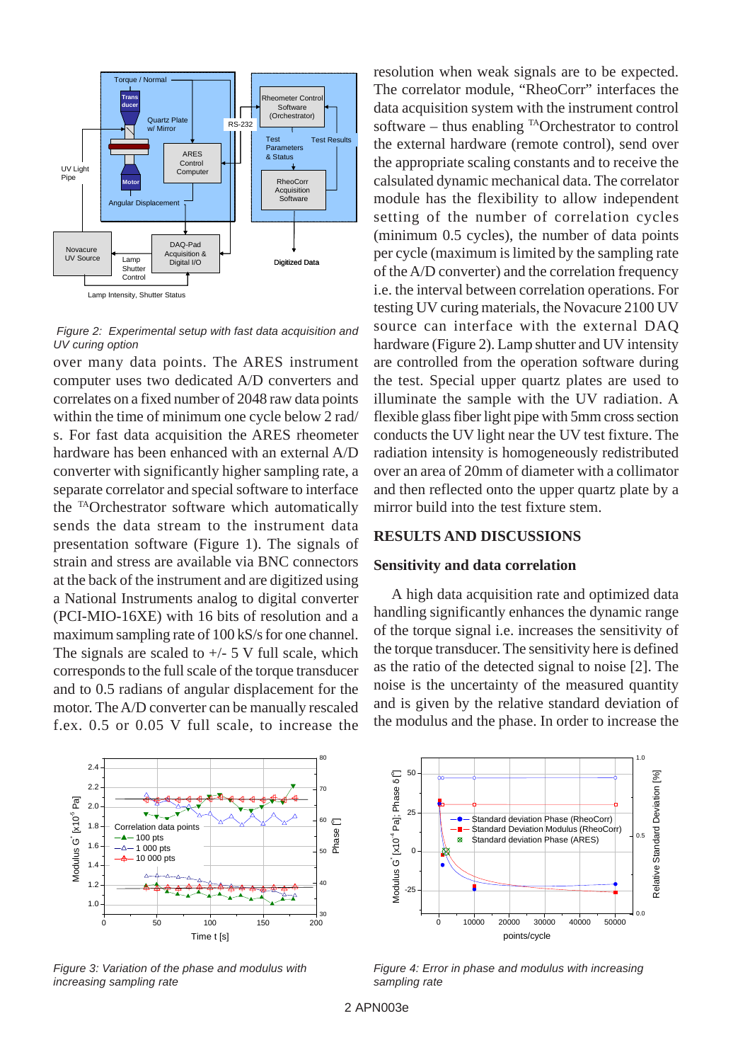*Figure 2: Experimental setup with fast data acquisition and UV curing option*

over many data points. The ARES instrument computer uses two dedicated A/D converters and correlates on a fixed number of 2048 raw data points within the time of minimum one cycle below 2 rad/s. For fast data acquisition the ARES rheometer hardware has been enhanced with an external A/D converter with significantly higher sampling rate, a separate correlator and special software to interface the [TA]Orchestrator software which automatically sends the data stream to the instrument data presentation software (Figure 1). The signals of strain and stress are available via BNC connectors at the back of the instrument and are digitized using a National Instruments analog to digital converter (PCI-MIO-16XE) with 16 bits of resolution and a maximum sampling rate of 100 kS/s for one channel. The signals are scaled to +/- 5 V full scale, which corresponds to the full scale of the torque transducer and to 0.5 radians of angular displacement for the motor. The A/D converter can be manually rescaled f.ex. 0.5 or 0.05 V full scale, to increase the resolution when weak signals are to be expected. The correlator module, "RheoCorr" interfaces the data acquisition system with the instrument control software – thus enabling [TA]Orchestrator to control the external hardware (remote control), send over the appropriate scaling constants and to receive the calsulated dynamic mechanical data. The correlator module has the flexibility to allow independent setting of the number of correlation cycles (minimum 0.5 cycles), the number of data points per cycle (maximum is limited by the sampling rate of the A/D converter) and the correlation frequency i.e. the interval between correlation operations. For testing UV curing materials, the Novacure 2100 UV source can interface with the external DAQ hardware (Figure 2). Lamp shutter and UV intensity are controlled from the operation software during the test. Special upper quartz plates are used to illuminate the sample with the UV radiation. A flexible glass fiber light pipe with 5mm cross section conducts the UV light near the UV test fixture. The radiation intensity is homogeneously redistributed over an area of 20mm of diameter with a collimator and then reflected onto the upper quartz plate by a mirror build into the test fixture stem.

## RESULTS AND DISCUSSIONS

### Sensitivity and data correlation

A high data acquisition rate and optimized data handling significantly enhances the dynamic range of the torque signal i.e. increases the sensitivity of the torque transducer. The sensitivity here is defined as the ratio of the detected signal to noise [2]. The noise is the uncertainty of the measured quantity and is given by the relative standard deviation of the modulus and the phase. In order to increase the

*Figure 3: Variation of the phase and modulus with increasing sampling rate*

*Figure 4: Error in phase and modulus with increasing sampling rate*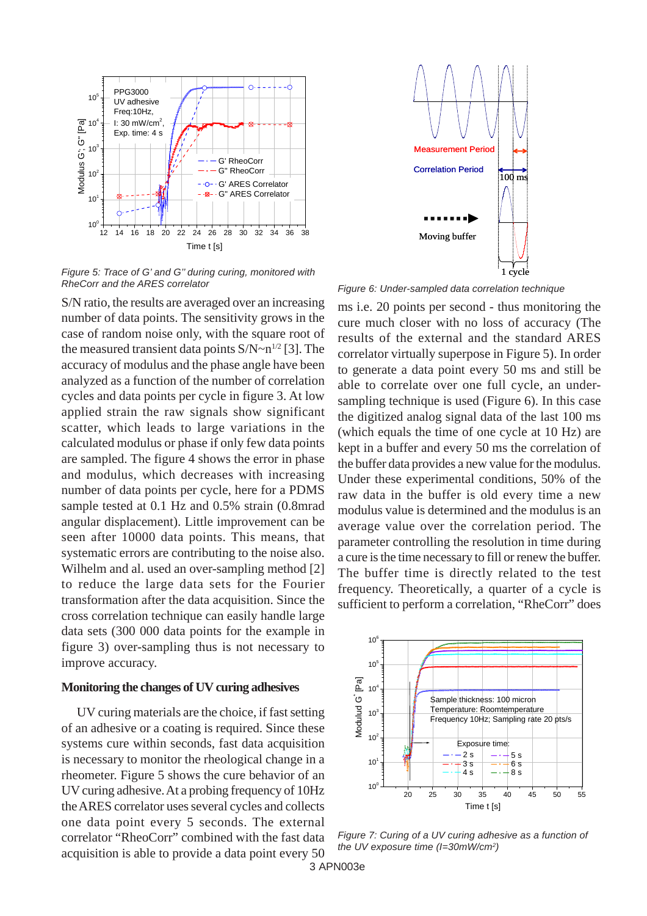*Figure 5: Trace of G' and G'' during curing, monitored with RheCorr and the ARES correlator*

S/N ratio, the results are averaged over an increasing number of data points. The sensitivity grows in the case of random noise only, with the square root of the measured transient data points $S/N \sim n^{1/2}$ [3]. The accuracy of modulus and the phase angle have been analyzed as a function of the number of correlation cycles and data points per cycle in figure 3. At low applied strain the raw signals show significant scatter, which leads to large variations in the calculated modulus or phase if only few data points are sampled. The figure 4 shows the error in phase and modulus, which decreases with increasing number of data points per cycle, here for a PDMS sample tested at 0.1 Hz and 0.5% strain (0.8mrad angular displacement). Little improvement can be seen after 10000 data points. This means, that systematic errors are contributing to the noise also. Wilhelm and al. used an over-sampling method [2] to reduce the large data sets for the Fourier transformation after the data acquisition. Since the cross correlation technique can easily handle large data sets (300 000 data points for the example in figure 3) over-sampling thus is not necessary to improve accuracy.

## Monitoring the changes of UV curing adhesives

UV curing materials are the choice, if fast setting of an adhesive or a coating is required. Since these systems cure within seconds, fast data acquisition is necessary to monitor the rheological change in a rheometer. Figure 5 shows the cure behavior of an UV curing adhesive. At a probing frequency of 10Hz the ARES correlator uses several cycles and collects one data point every 5 seconds. The external correlator "RheoCorr" combined with the fast data acquisition is able to provide a data point every 50 ms i.e. 20 points per second - thus monitoring the cure much closer with no loss of accuracy (The results of the external and the standard ARES correlator virtually superpose in Figure 5). In order to generate a data point every 50 ms and still be able to correlate over one full cycle, an under-sampling technique is used (Figure 6). In this case the digitized analog signal data of the last 100 ms (which equals the time of one cycle at 10 Hz) are kept in a buffer and every 50 ms the correlation of the buffer data provides a new value for the modulus. Under these experimental conditions, 50% of the raw data in the buffer is old every time a new modulus value is determined and the modulus is an average value over the correlation period. The parameter controlling the resolution in time during a cure is the time necessary to fill or renew the buffer. The buffer time is directly related to the test frequency. Theoretically, a quarter of a cycle is sufficient to perform a correlation, "RheCorr" does

*Figure 6: Under-sampled data correlation technique*

*Figure 7: Curing of a UV curing adhesive as a function of the UV exposure time (I=30mW/cm²)*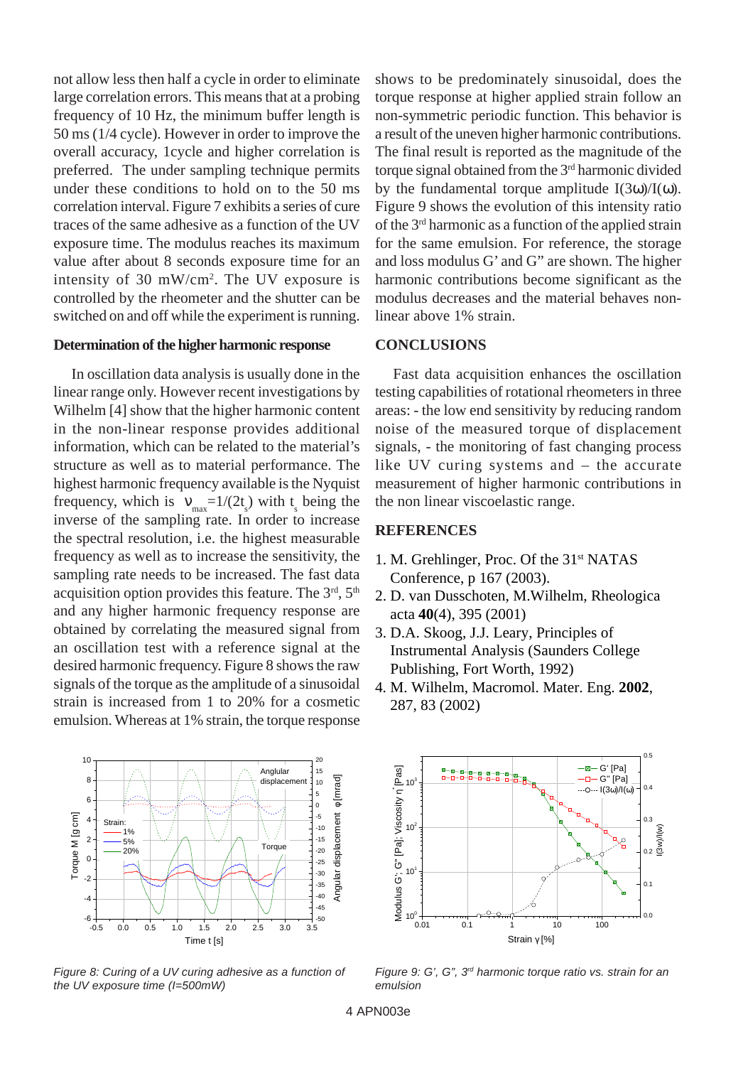not allow less then half a cycle in order to eliminate large correlation errors. This means that at a probing frequency of 10 Hz, the minimum buffer length is 50 ms (1/4 cycle). However in order to improve the overall accuracy, 1cycle and higher correlation is preferred. The under sampling technique permits under these conditions to hold on to the 50 ms correlation interval. Figure 7 exhibits a series of cure traces of the same adhesive as a function of the UV exposure time. The modulus reaches its maximum value after about 8 seconds exposure time for an intensity of 30 mW/cm$^2$. The UV exposure is controlled by the rheometer and the shutter can be switched on and off while the experiment is running.

### Determination of the higher harmonic response

In oscillation data analysis is usually done in the linear range only. However recent investigations by Wilhelm [4] show that the higher harmonic content in the non-linear response provides additional information, which can be related to the material's structure as well as to material performance. The highest harmonic frequency available is the Nyquist frequency, which is $\nu_{max}=1/(2t_s)$ with $t_s$ being the inverse of the sampling rate. In order to increase the spectral resolution, i.e. the highest measurable frequency as well as to increase the sensitivity, the sampling rate needs to be increased. The fast data acquisition option provides this feature. The 3rd, 5th and any higher harmonic frequency response are obtained by correlating the measured signal from an oscillation test with a reference signal at the desired harmonic frequency. Figure 8 shows the raw signals of the torque as the amplitude of a sinusoidal strain is increased from 1 to 20% for a cosmetic emulsion. Whereas at 1% strain, the torque response shows to be predominately sinusoidal, does the torque response at higher applied strain follow an non-symmetric periodic function. This behavior is a result of the uneven higher harmonic contributions. The final result is reported as the magnitude of the torque signal obtained from the 3rd harmonic divided by the fundamental torque amplitude $I(3\omega)/I(\omega)$. Figure 9 shows the evolution of this intensity ratio of the 3rd harmonic as a function of the applied strain for the same emulsion. For reference, the storage and loss modulus G' and G" are shown. The higher harmonic contributions become significant as the modulus decreases and the material behaves non-linear above 1% strain.

## CONCLUSIONS

Fast data acquisition enhances the oscillation testing capabilities of rotational rheometers in three areas: - the low end sensitivity by reducing random noise of the measured torque of displacement signals, - the monitoring of fast changing process like UV curing systems and – the accurate measurement of higher harmonic contributions in the non linear viscoelastic range.

## REFERENCES

1. M. Grehlinger, Proc. Of the 31st NATAS Conference, p 167 (2003).
2. D. van Dusschoten, M.Wilhelm, Rheologica acta **40**(4), 395 (2001)
3. D.A. Skoog, J.J. Leary, Principles of Instrumental Analysis (Saunders College Publishing, Fort Worth, 1992)
4. M. Wilhelm, Macromol. Mater. Eng. **2002**, 287, 83 (2002)

Torque M [g cm]
Angular displacement φ [mrad]
Time t [s]
Strain:
1%
5%
20%
Anglular displacement
Torque

*Figure 8: Curing of a UV curing adhesive as a function of the UV exposure time (I=500mW)*

Modulus G', G" [Pa]; Viscosity η* [Pas]
I(3ω)/I(ω)
Strain γ [%]
G' [Pa]
G" [Pa]
I(3ω)/I(ω)

*Figure 9: G', G", 3rd harmonic torque ratio vs. strain for an emulsion*